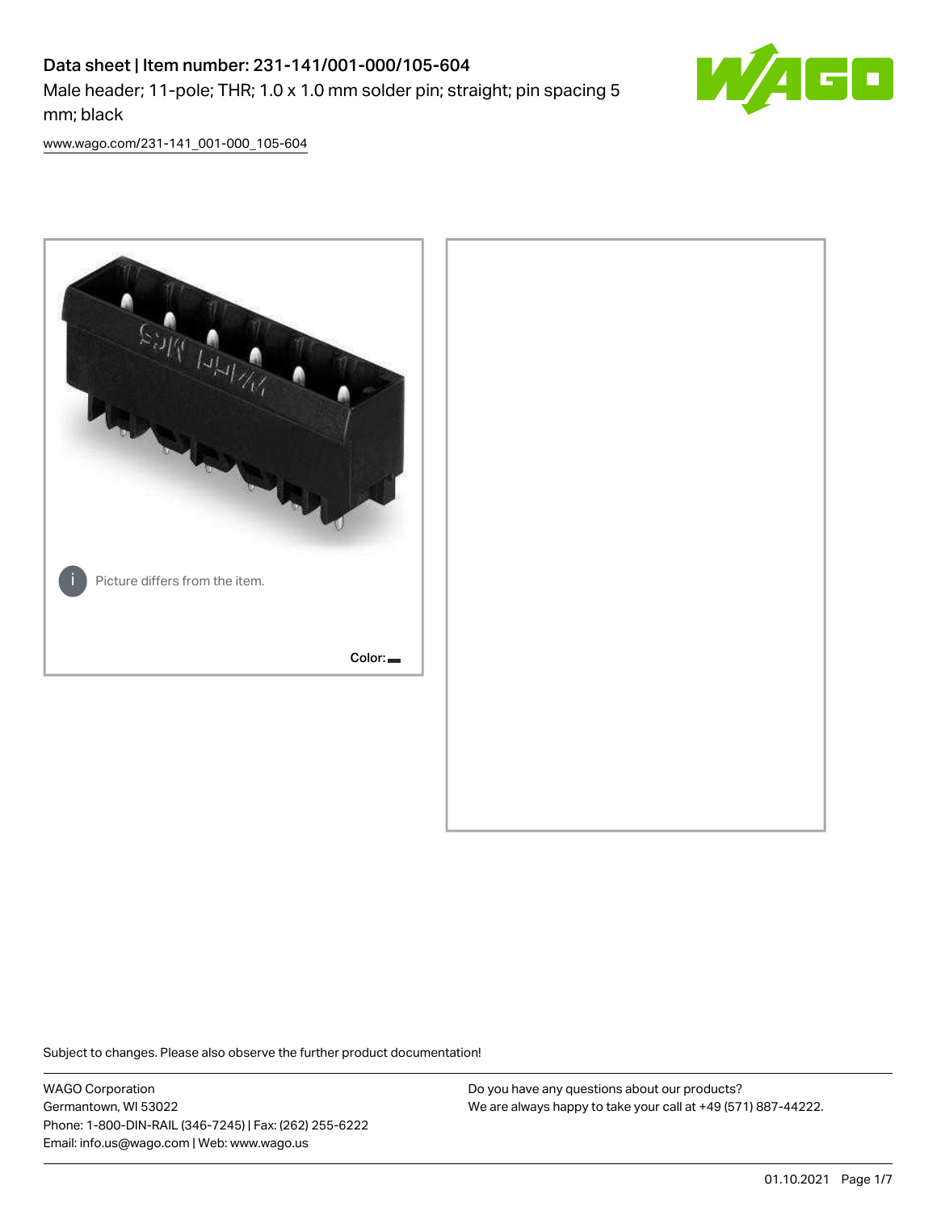# Data sheet | Item number: 231-141/001-000/105-604

Male header; 11-pole; THR; 1.0 x 1.0 mm solder pin; straight; pin spacing 5 mm; black

www.wago.com/231-141_001-000_105-604

Picture differs from the item.

Color:

Subject to changes. Please also observe the further product documentation!

WAGO Corporation
Germantown, WI 53022
Phone: 1-800-DIN-RAIL (346-7245) | Fax: (262) 255-6222
Email: info.us@wago.com | Web: www.wago.us

Do you have any questions about our products?
We are always happy to take your call at +49 (571) 887-44222.

01.10.2021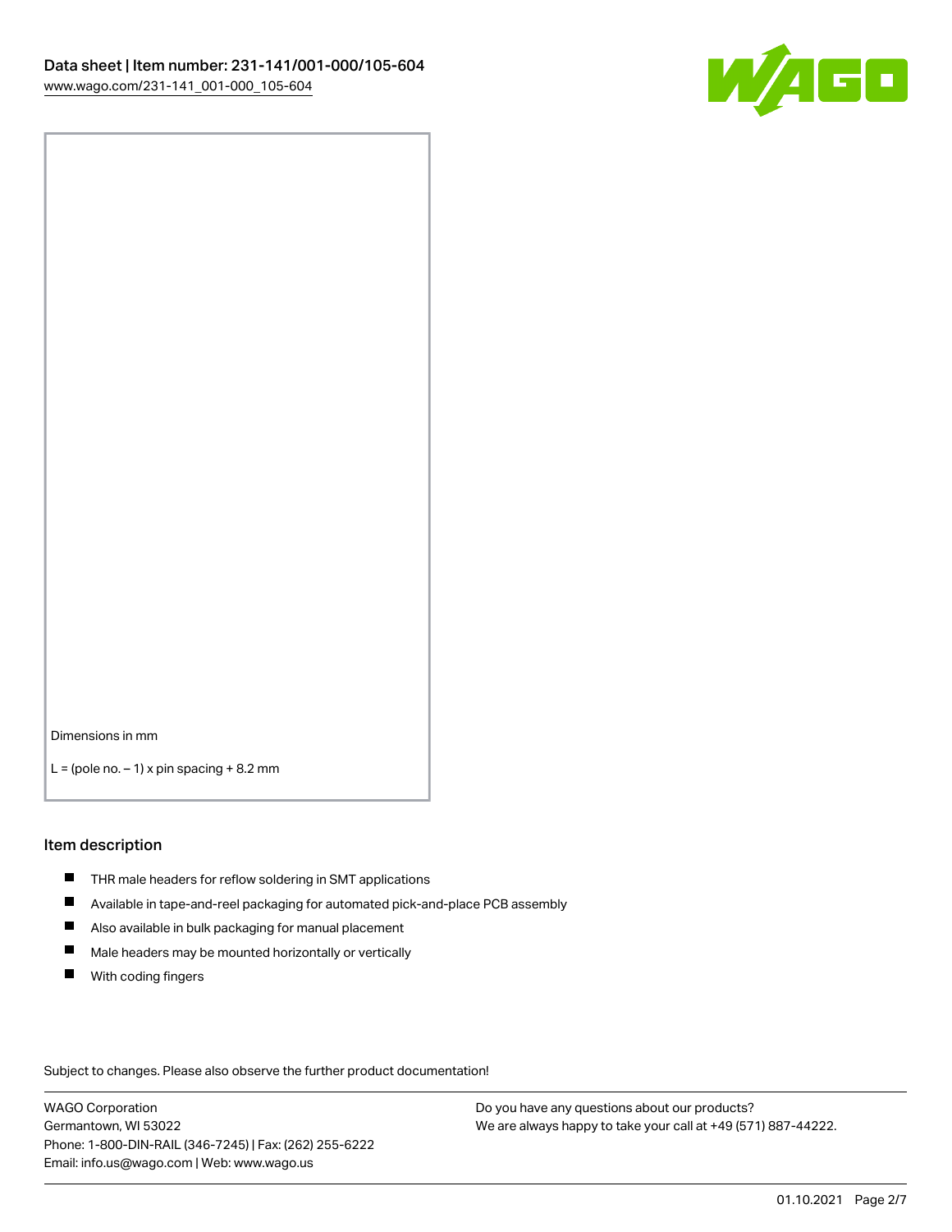Dimensions in mm

L = (pole no. – 1) x pin spacing + 8.2 mm

## Item description

- THR male headers for reflow soldering in SMT applications
- Available in tape-and-reel packaging for automated pick-and-place PCB assembly
- Also available in bulk packaging for manual placement
- Male headers may be mounted horizontally or vertically
- With coding fingers

Subject to changes. Please also observe the further product documentation!

WAGO Corporation
Germantown, WI 53022
Phone: 1-800-DIN-RAIL (346-7245) | Fax: (262) 255-6222
Email: info.us@wago.com | Web: www.wago.us

Do you have any questions about our products?
We are always happy to take your call at +49 (571) 887-44222.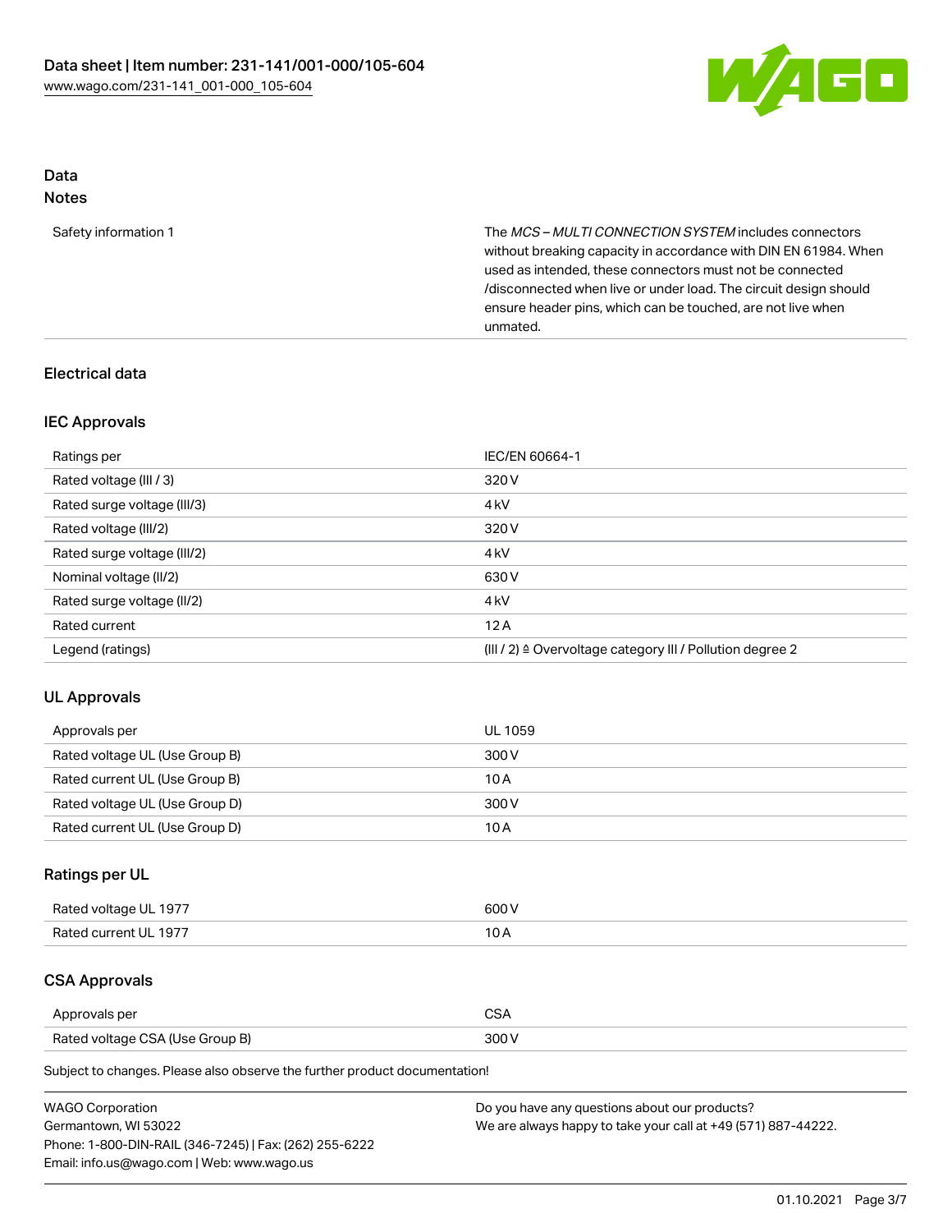## Data
### Notes

| | |
|---|---|
| Safety information 1 | The *MCS – MULTI CONNECTION SYSTEM* includes connectors without breaking capacity in accordance with DIN EN 61984. When used as intended, these connectors must not be connected /disconnected when live or under load. The circuit design should ensure header pins, which can be touched, are not live when unmated. |

### Electrical data

#### IEC Approvals

| | |
|---|---|
| Ratings per | IEC/EN 60664-1 |
| Rated voltage (III / 3) | 320 V |
| Rated surge voltage (III/3) | 4 kV |
| Rated voltage (III/2) | 320 V |
| Rated surge voltage (III/2) | 4 kV |
| Nominal voltage (II/2) | 630 V |
| Rated surge voltage (II/2) | 4 kV |
| Rated current | 12 A |
| Legend (ratings) | (III / 2) ≙ Overvoltage category III / Pollution degree 2 |

#### UL Approvals

| | |
|---|---|
| Approvals per | UL 1059 |
| Rated voltage UL (Use Group B) | 300 V |
| Rated current UL (Use Group B) | 10 A |
| Rated voltage UL (Use Group D) | 300 V |
| Rated current UL (Use Group D) | 10 A |

#### Ratings per UL

| | |
|---|---|
| Rated voltage UL 1977 | 600 V |
| Rated current UL 1977 | 10 A |

#### CSA Approvals

| | |
|---|---|
| Approvals per | CSA |
| Rated voltage CSA (Use Group B) | 300 V |

Subject to changes. Please also observe the further product documentation!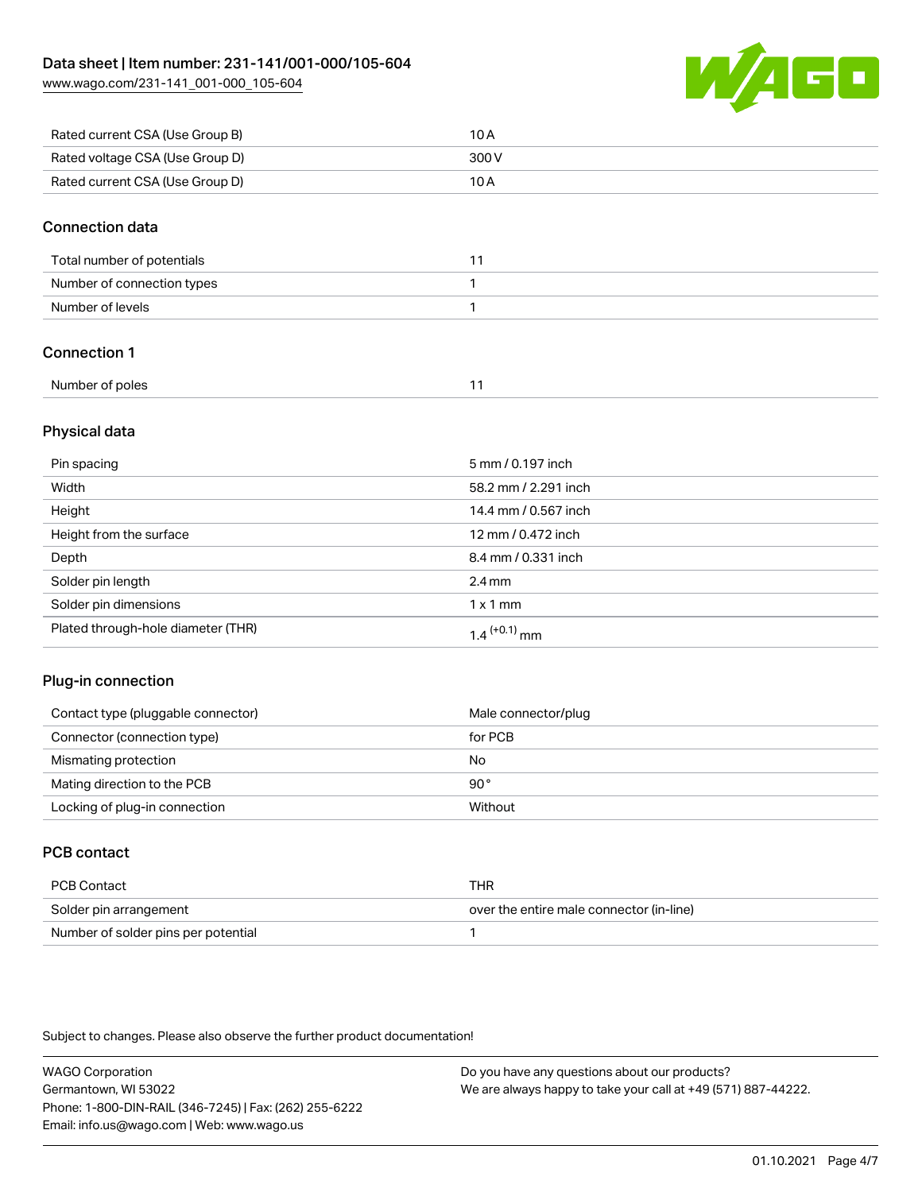| Rated current CSA (Use Group B) | 10 A |
| --- | --- |
| Rated voltage CSA (Use Group D) | 300 V |
| Rated current CSA (Use Group D) | 10 A |

## Connection data

| Total number of potentials | 11 |
| --- | --- |
| Number of connection types | 1 |
| Number of levels | 1 |

## Connection 1

| Number of poles | 11 |
| --- | --- |

## Physical data

| Pin spacing | 5 mm / 0.197 inch |
| --- | --- |
| Width | 58.2 mm / 2.291 inch |
| Height | 14.4 mm / 0.567 inch |
| Height from the surface | 12 mm / 0.472 inch |
| Depth | 8.4 mm / 0.331 inch |
| Solder pin length | 2.4 mm |
| Solder pin dimensions | 1 x 1 mm |
| Plated through-hole diameter (THR) | $1.4^{(+0.1)}$ mm |

## Plug-in connection

| Contact type (pluggable connector) | Male connector/plug |
| --- | --- |
| Connector (connection type) | for PCB |
| Mismating protection | No |
| Mating direction to the PCB | 90° |
| Locking of plug-in connection | Without |

## PCB contact

| PCB Contact | THR |
| --- | --- |
| Solder pin arrangement | over the entire male connector (in-line) |
| Number of solder pins per potential | 1 |

Subject to changes. Please also observe the further product documentation!

WAGO Corporation
Germantown, WI 53022
Phone: 1-800-DIN-RAIL (346-7245) | Fax: (262) 255-6222
Email: info.us@wago.com | Web: www.wago.us

Do you have any questions about our products?
We are always happy to take your call at +49 (571) 887-44222.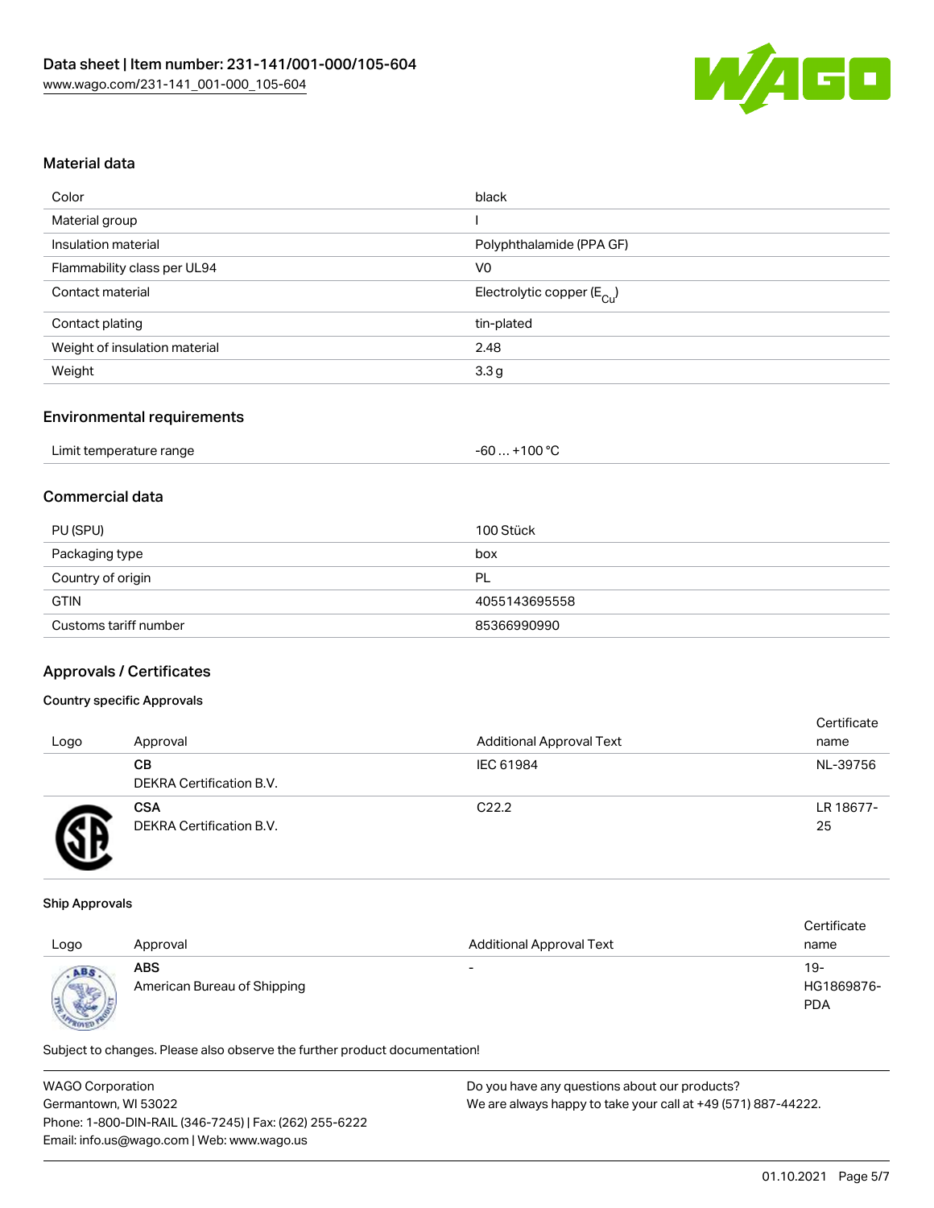## Material data

| Color | black |
|---|---|
| Material group | I |
| Insulation material | Polyphthalamide (PPA GF) |
| Flammability class per UL94 | V0 |
| Contact material | Electrolytic copper ($E_{Cu}$) |
| Contact plating | tin-plated |
| Weight of insulation material | 2.48 |
| Weight | 3.3 g |

## Environmental requirements

| Limit temperature range | -60 … +100 °C |
|---|---|

## Commercial data

| PU (SPU) | 100 Stück |
|---|---|
| Packaging type | box |
| Country of origin | PL |
| GTIN | 4055143695558 |
| Customs tariff number | 85366990990 |

## Approvals / Certificates

### Country specific Approvals

| Logo | Approval | Additional Approval Text | Certificate name |
|---|---|---|---|
| | **CB** DEKRA Certification B.V. | IEC 61984 | NL-39756 |
| | **CSA** DEKRA Certification B.V. | C22.2 | LR 18677-25 |

### Ship Approvals

| Logo | Approval | Additional Approval Text | Certificate name |
|---|---|---|---|
| | **ABS** American Bureau of Shipping | - | 19-HG1869876-PDA |

Subject to changes. Please also observe the further product documentation!

WAGO Corporation
Germantown, WI 53022
Phone: 1-800-DIN-RAIL (346-7245) | Fax: (262) 255-6222
Email: info.us@wago.com | Web: www.wago.us

Do you have any questions about our products?
We are always happy to take your call at +49 (571) 887-44222.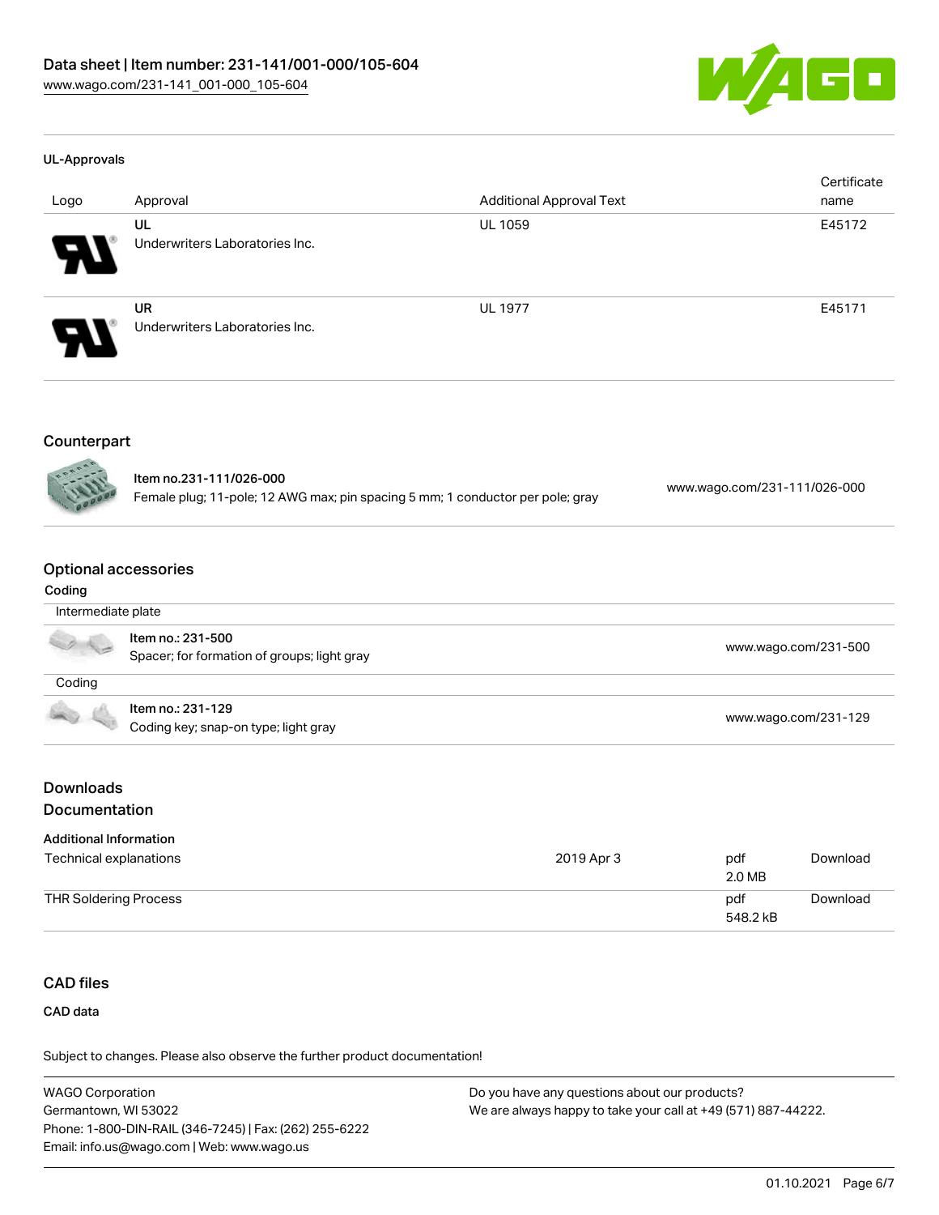#### UL-Approvals

| Logo | Approval | Additional Approval Text | Certificate name |
|---|---|---|---|
| | UL<br>Underwriters Laboratories Inc. | UL 1059 | E45172 |
| | UR<br>Underwriters Laboratories Inc. | UL 1977 | E45171 |

## Counterpart

| | | |
|---|---|---|
| | **Item no.231-111/026-000**<br>Female plug; 11-pole; 12 AWG max; pin spacing 5 mm; 1 conductor per pole; gray | www.wago.com/231-111/026-000 |

## Optional accessories

### Coding

| | | |
|---|---|---|
| Intermediate plate | | |
| | Item no.: 231-500<br>Spacer; for formation of groups; light gray | www.wago.com/231-500 |
| Coding | | |
| | Item no.: 231-129<br>Coding key; snap-on type; light gray | www.wago.com/231-129 |

## Downloads

## Documentation

#### Additional Information

| | | | |
|---|---|---|---|
| Technical explanations | 2019 Apr 3 | pdf<br>2.0 MB | Download |
| THR Soldering Process | | pdf<br>548.2 kB | Download |

## CAD files

#### CAD data

Subject to changes. Please also observe the further product documentation!

WAGO Corporation
Germantown, WI 53022
Phone: 1-800-DIN-RAIL (346-7245) | Fax: (262) 255-6222
Email: info.us@wago.com | Web: www.wago.us

Do you have any questions about our products?
We are always happy to take your call at +49 (571) 887-44222.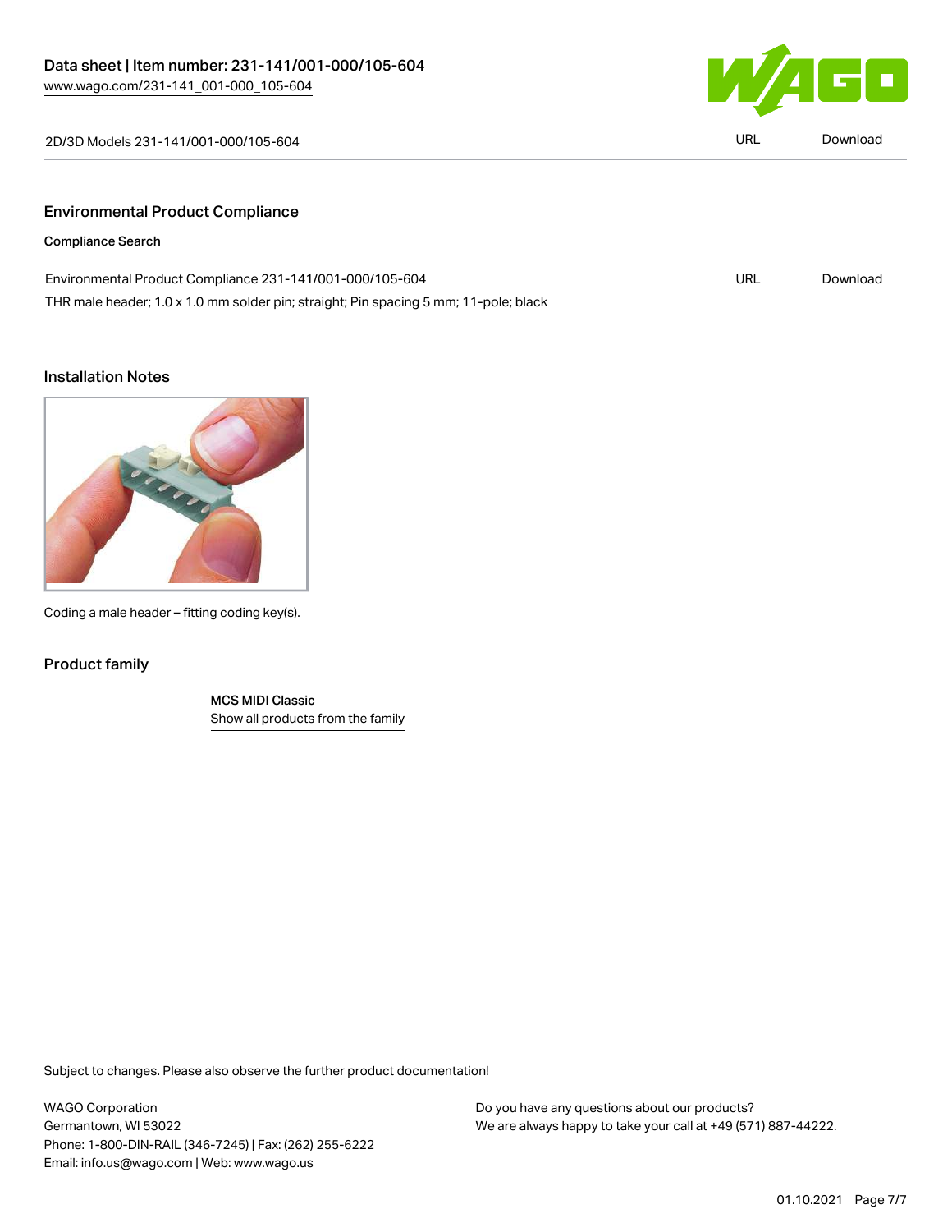| | | |
|---|---|---|
| 2D/3D Models 231-141/001-000/105-604 | URL | Download |

## Environmental Product Compliance

**Compliance Search**

| | | |
|---|---|---|
| Environmental Product Compliance 231-141/001-000/105-604<br>THR male header; 1.0 x 1.0 mm solder pin; straight; Pin spacing 5 mm; 11-pole; black | URL | Download |

## Installation Notes

Coding a male header – fitting coding key(s).

## Product family

MCS MIDI Classic
Show all products from the family

Subject to changes. Please also observe the further product documentation!

WAGO Corporation
Germantown, WI 53022
Phone: 1-800-DIN-RAIL (346-7245) | Fax: (262) 255-6222
Email: info.us@wago.com | Web: www.wago.us

Do you have any questions about our products?
We are always happy to take your call at +49 (571) 887-44222.

01.10.2021